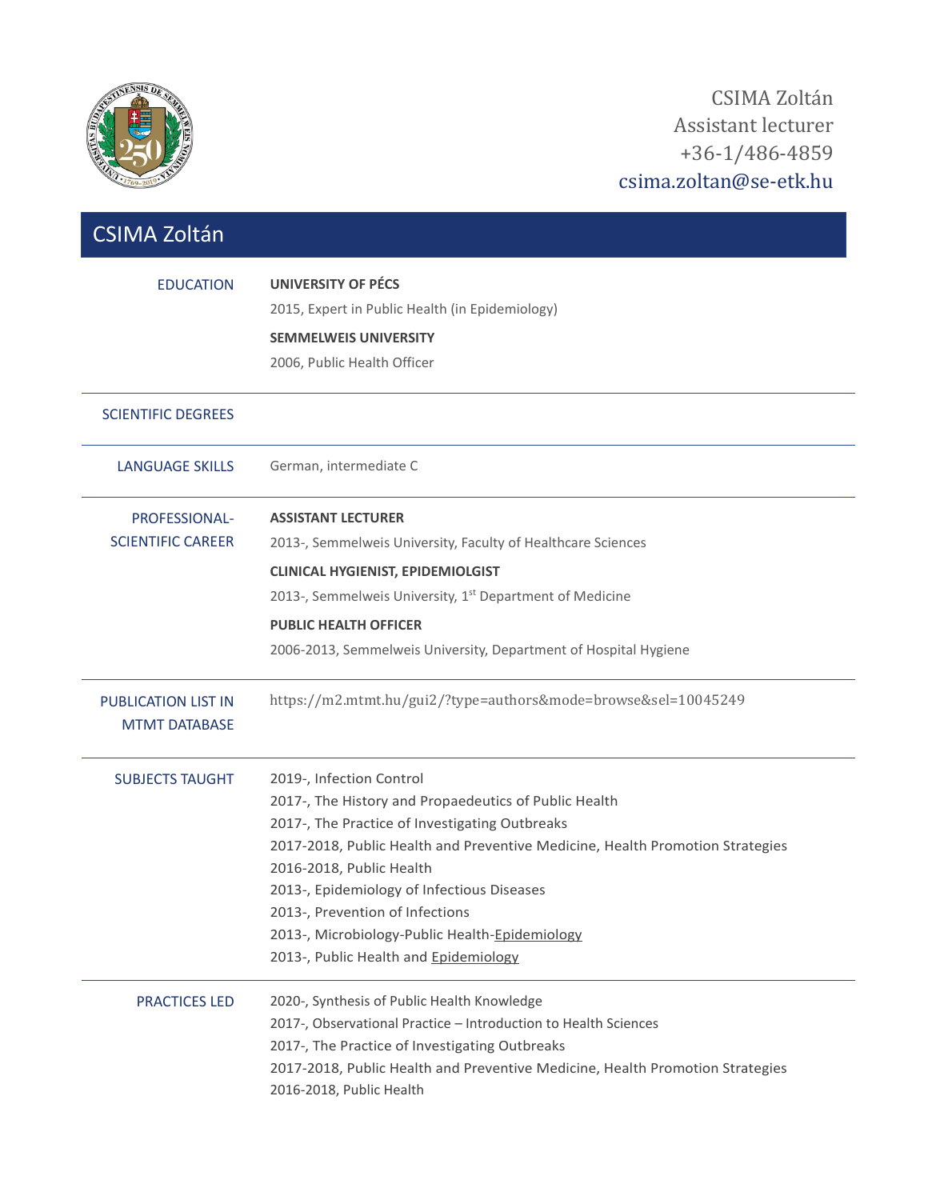CSIMA Zoltán
Assistant lecturer
+36-1/486-4859
csima.zoltan@se-etk.hu

# CSIMA Zoltán

| | |
|---|---|
| EDUCATION | **UNIVERSITY OF PÉCS**<br>2015, Expert in Public Health (in Epidemiology)<br>**SEMMELWEIS UNIVERSITY**<br>2006, Public Health Officer |
| SCIENTIFIC DEGREES | |
| LANGUAGE SKILLS | German, intermediate C |
| PROFESSIONAL-SCIENTIFIC CAREER | **ASSISTANT LECTURER**<br>2013-, Semmelweis University, Faculty of Healthcare Sciences<br>**CLINICAL HYGIENIST, EPIDEMIOLGIST**<br>2013-, Semmelweis University, 1st Department of Medicine<br>**PUBLIC HEALTH OFFICER**<br>2006-2013, Semmelweis University, Department of Hospital Hygiene |
| PUBLICATION LIST IN MTMT DATABASE | https://m2.mtmt.hu/gui2/?type=authors&mode=browse&sel=10045249 |
| SUBJECTS TAUGHT | 2019-, Infection Control<br>2017-, The History and Propaedeutics of Public Health<br>2017-, The Practice of Investigating Outbreaks<br>2017-2018, Public Health and Preventive Medicine, Health Promotion Strategies<br>2016-2018, Public Health<br>2013-, Epidemiology of Infectious Diseases<br>2013-, Prevention of Infections<br>2013-, Microbiology-Public Health-Epidemiology<br>2013-, Public Health and Epidemiology |
| PRACTICES LED | 2020-, Synthesis of Public Health Knowledge<br>2017-, Observational Practice – Introduction to Health Sciences<br>2017-, The Practice of Investigating Outbreaks<br>2017-2018, Public Health and Preventive Medicine, Health Promotion Strategies<br>2016-2018, Public Health |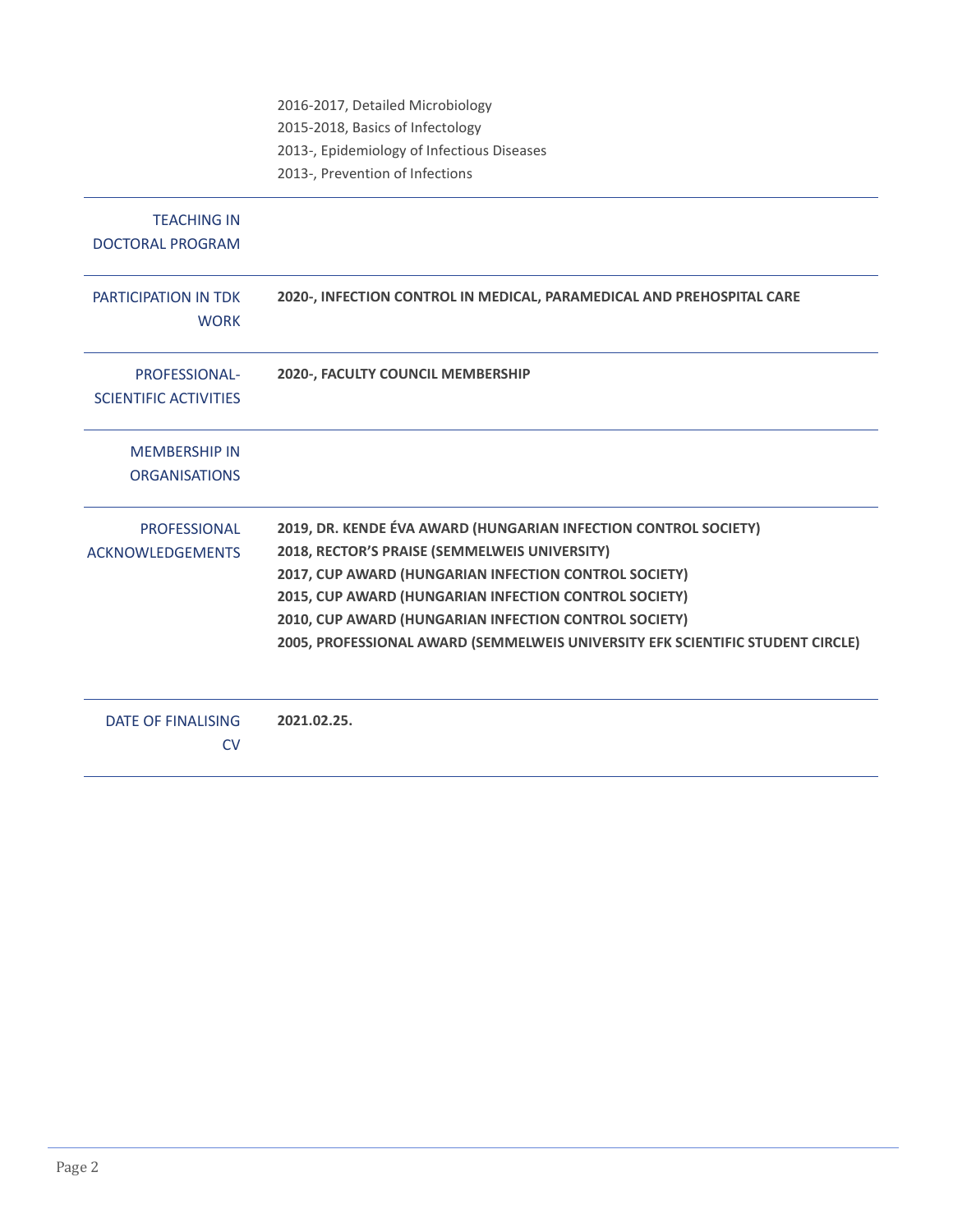| | |
|---|---|
| | 2016-2017, Detailed Microbiology<br>2015-2018, Basics of Infectology<br>2013-, Epidemiology of Infectious Diseases<br>2013-, Prevention of Infections |
| TEACHING IN DOCTORAL PROGRAM | |
| PARTICIPATION IN TDK WORK | **2020-, INFECTION CONTROL IN MEDICAL, PARAMEDICAL AND PREHOSPITAL CARE** |
| PROFESSIONAL-SCIENTIFIC ACTIVITIES | **2020-, FACULTY COUNCIL MEMBERSHIP** |
| MEMBERSHIP IN ORGANISATIONS | |
| PROFESSIONAL ACKNOWLEDGEMENTS | **2019, DR. KENDE ÉVA AWARD (HUNGARIAN INFECTION CONTROL SOCIETY)**<br>**2018, RECTOR'S PRAISE (SEMMELWEIS UNIVERSITY)**<br>**2017, CUP AWARD (HUNGARIAN INFECTION CONTROL SOCIETY)**<br>**2015, CUP AWARD (HUNGARIAN INFECTION CONTROL SOCIETY)**<br>**2010, CUP AWARD (HUNGARIAN INFECTION CONTROL SOCIETY)**<br>**2005, PROFESSIONAL AWARD (SEMMELWEIS UNIVERSITY EFK SCIENTIFIC STUDENT CIRCLE)** |
| DATE OF FINALISING CV | **2021.02.25.** |